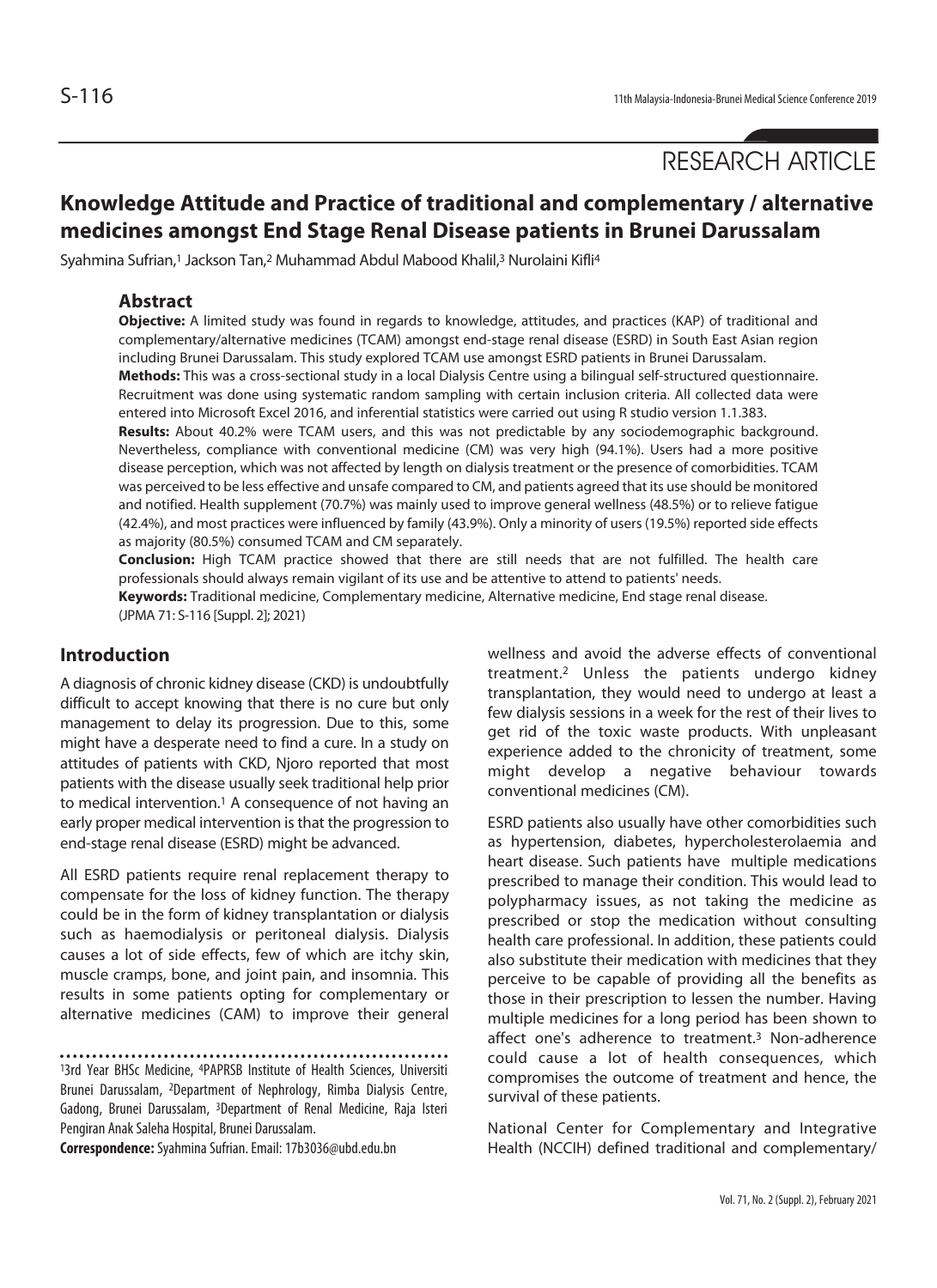RESEARCH ARTICLE

# Knowledge Attitude and Practice of traditional and complementary / alternative medicines amongst End Stage Renal Disease patients in Brunei Darussalam

Syahmina Sufrian,[1] Jackson Tan,[2] Muhammad Abdul Mabood Khalil,[3] Nurolaini Kifli[4]

## Abstract

**Objective:** A limited study was found in regards to knowledge, attitudes, and practices (KAP) of traditional and complementary/alternative medicines (TCAM) amongst end-stage renal disease (ESRD) in South East Asian region including Brunei Darussalam. This study explored TCAM use amongst ESRD patients in Brunei Darussalam.

**Methods:** This was a cross-sectional study in a local Dialysis Centre using a bilingual self-structured questionnaire. Recruitment was done using systematic random sampling with certain inclusion criteria. All collected data were entered into Microsoft Excel 2016, and inferential statistics were carried out using R studio version 1.1.383.

**Results:** About 40.2% were TCAM users, and this was not predictable by any sociodemographic background. Nevertheless, compliance with conventional medicine (CM) was very high (94.1%). Users had a more positive disease perception, which was not affected by length on dialysis treatment or the presence of comorbidities. TCAM was perceived to be less effective and unsafe compared to CM, and patients agreed that its use should be monitored and notified. Health supplement (70.7%) was mainly used to improve general wellness (48.5%) or to relieve fatigue (42.4%), and most practices were influenced by family (43.9%). Only a minority of users (19.5%) reported side effects as majority (80.5%) consumed TCAM and CM separately.

**Conclusion:** High TCAM practice showed that there are still needs that are not fulfilled. The health care professionals should always remain vigilant of its use and be attentive to attend to patients' needs.

**Keywords:** Traditional medicine, Complementary medicine, Alternative medicine, End stage renal disease.

(JPMA 71: S-116 [Suppl. 2]; 2021)

## Introduction

A diagnosis of chronic kidney disease (CKD) is undoubtfully difficult to accept knowing that there is no cure but only management to delay its progression. Due to this, some might have a desperate need to find a cure. In a study on attitudes of patients with CKD, Njoro reported that most patients with the disease usually seek traditional help prior to medical intervention.[1] A consequence of not having an early proper medical intervention is that the progression to end-stage renal disease (ESRD) might be advanced.

All ESRD patients require renal replacement therapy to compensate for the loss of kidney function. The therapy could be in the form of kidney transplantation or dialysis such as haemodialysis or peritoneal dialysis. Dialysis causes a lot of side effects, few of which are itchy skin, muscle cramps, bone, and joint pain, and insomnia. This results in some patients opting for complementary or alternative medicines (CAM) to improve their general wellness and avoid the adverse effects of conventional treatment.[2] Unless the patients undergo kidney transplantation, they would need to undergo at least a few dialysis sessions in a week for the rest of their lives to get rid of the toxic waste products. With unpleasant experience added to the chronicity of treatment, some might develop a negative behaviour towards conventional medicines (CM).

ESRD patients also usually have other comorbidities such as hypertension, diabetes, hypercholesterolaemia and heart disease. Such patients have multiple medications prescribed to manage their condition. This would lead to polypharmacy issues, as not taking the medicine as prescribed or stop the medication without consulting health care professional. In addition, these patients could also substitute their medication with medicines that they perceive to be capable of providing all the benefits as those in their prescription to lessen the number. Having multiple medicines for a long period has been shown to affect one's adherence to treatment.[3] Non-adherence could cause a lot of health consequences, which compromises the outcome of treatment and hence, the survival of these patients.

National Center for Complementary and Integrative Health (NCCIH) defined traditional and complementary/

[1]3rd Year BHSc Medicine, [4]PAPRSB Institute of Health Sciences, Universiti Brunei Darussalam, [2]Department of Nephrology, Rimba Dialysis Centre, Gadong, Brunei Darussalam, [3]Department of Renal Medicine, Raja Isteri Pengiran Anak Saleha Hospital, Brunei Darussalam.

**Correspondence:** Syahmina Sufrian. Email: 17b3036@ubd.edu.bn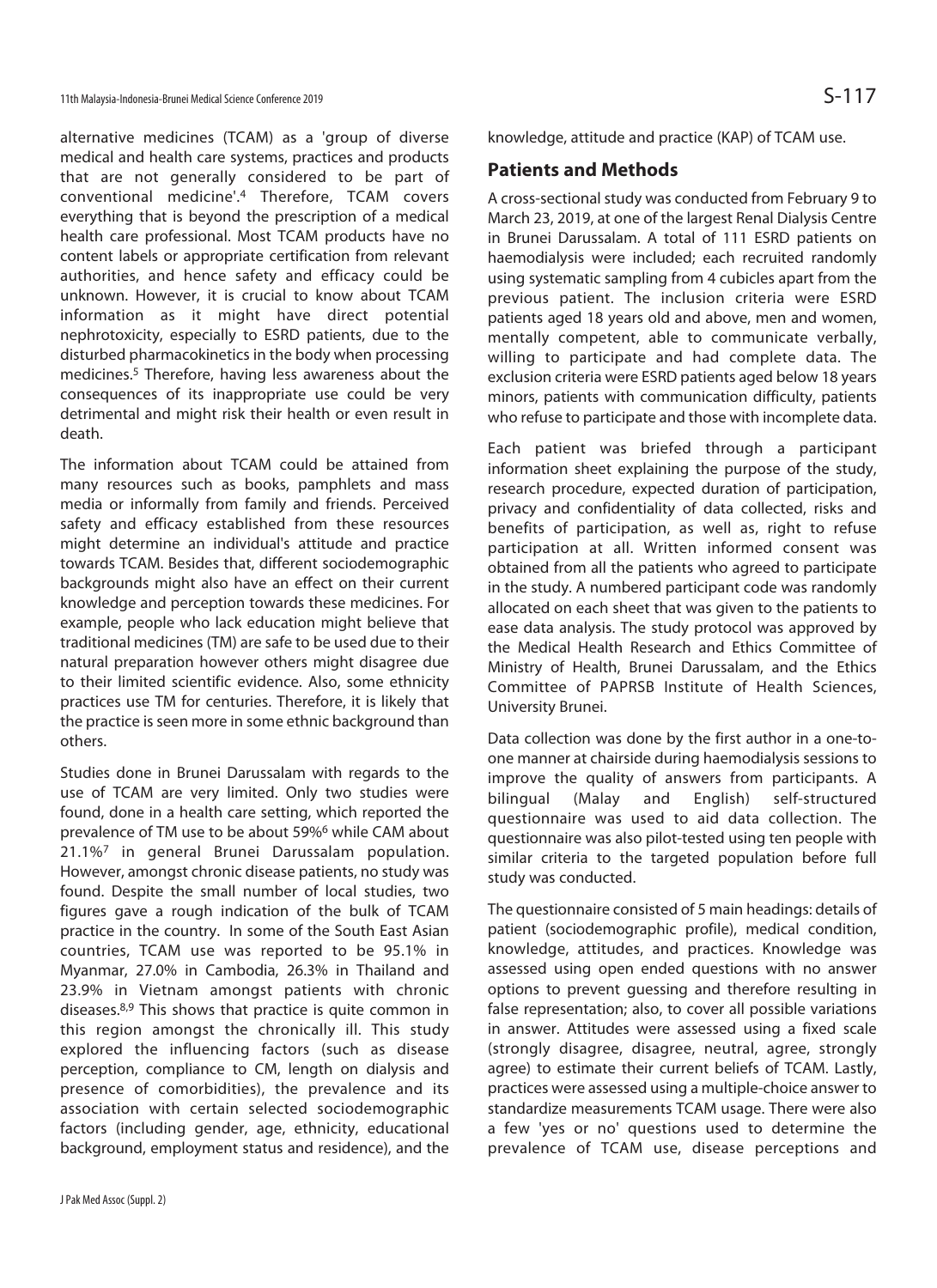alternative medicines (TCAM) as a 'group of diverse medical and health care systems, practices and products that are not generally considered to be part of conventional medicine'.[4] Therefore, TCAM covers everything that is beyond the prescription of a medical health care professional. Most TCAM products have no content labels or appropriate certification from relevant authorities, and hence safety and efficacy could be unknown. However, it is crucial to know about TCAM information as it might have direct potential nephrotoxicity, especially to ESRD patients, due to the disturbed pharmacokinetics in the body when processing medicines.[5] Therefore, having less awareness about the consequences of its inappropriate use could be very detrimental and might risk their health or even result in death.

The information about TCAM could be attained from many resources such as books, pamphlets and mass media or informally from family and friends. Perceived safety and efficacy established from these resources might determine an individual's attitude and practice towards TCAM. Besides that, different sociodemographic backgrounds might also have an effect on their current knowledge and perception towards these medicines. For example, people who lack education might believe that traditional medicines (TM) are safe to be used due to their natural preparation however others might disagree due to their limited scientific evidence. Also, some ethnicity practices use TM for centuries. Therefore, it is likely that the practice is seen more in some ethnic background than others.

Studies done in Brunei Darussalam with regards to the use of TCAM are very limited. Only two studies were found, done in a health care setting, which reported the prevalence of TM use to be about 59%[6] while CAM about 21.1%[7] in general Brunei Darussalam population. However, amongst chronic disease patients, no study was found. Despite the small number of local studies, two figures gave a rough indication of the bulk of TCAM practice in the country. In some of the South East Asian countries, TCAM use was reported to be 95.1% in Myanmar, 27.0% in Cambodia, 26.3% in Thailand and 23.9% in Vietnam amongst patients with chronic diseases.[8,9] This shows that practice is quite common in this region amongst the chronically ill. This study explored the influencing factors (such as disease perception, compliance to CM, length on dialysis and presence of comorbidities), the prevalence and its association with certain selected sociodemographic factors (including gender, age, ethnicity, educational background, employment status and residence), and the knowledge, attitude and practice (KAP) of TCAM use.

## Patients and Methods

A cross-sectional study was conducted from February 9 to March 23, 2019, at one of the largest Renal Dialysis Centre in Brunei Darussalam. A total of 111 ESRD patients on haemodialysis were included; each recruited randomly using systematic sampling from 4 cubicles apart from the previous patient. The inclusion criteria were ESRD patients aged 18 years old and above, men and women, mentally competent, able to communicate verbally, willing to participate and had complete data. The exclusion criteria were ESRD patients aged below 18 years minors, patients with communication difficulty, patients who refuse to participate and those with incomplete data.

Each patient was briefed through a participant information sheet explaining the purpose of the study, research procedure, expected duration of participation, privacy and confidentiality of data collected, risks and benefits of participation, as well as, right to refuse participation at all. Written informed consent was obtained from all the patients who agreed to participate in the study. A numbered participant code was randomly allocated on each sheet that was given to the patients to ease data analysis. The study protocol was approved by the Medical Health Research and Ethics Committee of Ministry of Health, Brunei Darussalam, and the Ethics Committee of PAPRSB Institute of Health Sciences, University Brunei.

Data collection was done by the first author in a one-to-one manner at chairside during haemodialysis sessions to improve the quality of answers from participants. A bilingual (Malay and English) self-structured questionnaire was used to aid data collection. The questionnaire was also pilot-tested using ten people with similar criteria to the targeted population before full study was conducted.

The questionnaire consisted of 5 main headings: details of patient (sociodemographic profile), medical condition, knowledge, attitudes, and practices. Knowledge was assessed using open ended questions with no answer options to prevent guessing and therefore resulting in false representation; also, to cover all possible variations in answer. Attitudes were assessed using a fixed scale (strongly disagree, disagree, neutral, agree, strongly agree) to estimate their current beliefs of TCAM. Lastly, practices were assessed using a multiple-choice answer to standardize measurements TCAM usage. There were also a few 'yes or no' questions used to determine the prevalence of TCAM use, disease perceptions and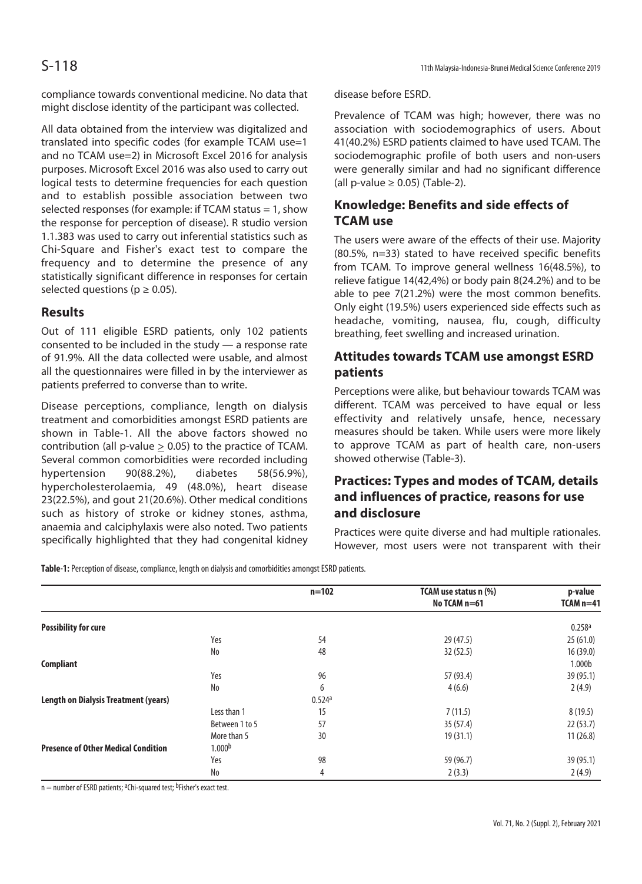compliance towards conventional medicine. No data that might disclose identity of the participant was collected.

All data obtained from the interview was digitalized and translated into specific codes (for example TCAM use=1 and no TCAM use=2) in Microsoft Excel 2016 for analysis purposes. Microsoft Excel 2016 was also used to carry out logical tests to determine frequencies for each question and to establish possible association between two selected responses (for example: if TCAM status = 1, show the response for perception of disease). R studio version 1.1.383 was used to carry out inferential statistics such as Chi-Square and Fisher's exact test to compare the frequency and to determine the presence of any statistically significant difference in responses for certain selected questions ($p \geq 0.05$).

## Results

Out of 111 eligible ESRD patients, only 102 patients consented to be included in the study — a response rate of 91.9%. All the data collected were usable, and almost all the questionnaires were filled in by the interviewer as patients preferred to converse than to write.

Disease perceptions, compliance, length on dialysis treatment and comorbidities amongst ESRD patients are shown in Table-1. All the above factors showed no contribution (all p-value $\geq$ 0.05) to the practice of TCAM. Several common comorbidities were recorded including hypertension 90(88.2%), diabetes 58(56.9%), hypercholesterolaemia, 49 (48.0%), heart disease 23(22.5%), and gout 21(20.6%). Other medical conditions such as history of stroke or kidney stones, asthma, anaemia and calciphylaxis were also noted. Two patients specifically highlighted that they had congenital kidney disease before ESRD.

Prevalence of TCAM was high; however, there was no association with sociodemographics of users. About 41(40.2%) ESRD patients claimed to have used TCAM. The sociodemographic profile of both users and non-users were generally similar and had no significant difference (all p-value $\geq$ 0.05) (Table-2).

## Knowledge: Benefits and side effects of TCAM use

The users were aware of the effects of their use. Majority (80.5%, n=33) stated to have received specific benefits from TCAM. To improve general wellness 16(48.5%), to relieve fatigue 14(42,4%) or body pain 8(24.2%) and to be able to pee 7(21.2%) were the most common benefits. Only eight (19.5%) users experienced side effects such as headache, vomiting, nausea, flu, cough, difficulty breathing, feet swelling and increased urination.

## Attitudes towards TCAM use amongst ESRD patients

Perceptions were alike, but behaviour towards TCAM was different. TCAM was perceived to have equal or less effectivity and relatively unsafe, hence, necessary measures should be taken. While users were more likely to approve TCAM as part of health care, non-users showed otherwise (Table-3).

## Practices: Types and modes of TCAM, details and influences of practice, reasons for use and disclosure

Practices were quite diverse and had multiple rationales. However, most users were not transparent with their

**Table-1:** Perception of disease, compliance, length on dialysis and comorbidities amongst ESRD patients.

| | | n=102 | TCAM use status n (%) No TCAM n=61 | p-value TCAM n=41 |
|---|---|---|---|---|
| **Possibility for cure** | | | | 0.258[a] |
| | Yes | 54 | 29 (47.5) | 25 (61.0) |
| | No | 48 | 32 (52.5) | 16 (39.0) |
| **Compliant** | | | | 1.000b |
| | Yes | 96 | 57 (93.4) | 39 (95.1) |
| | No | 6 | 4 (6.6) | 2 (4.9) |
| **Length on Dialysis Treatment (years)** | | 0.524[a] | | |
| | Less than 1 | 15 | 7 (11.5) | 8 (19.5) |
| | Between 1 to 5 | 57 | 35 (57.4) | 22 (53.7) |
| | More than 5 | 30 | 19 (31.1) | 11 (26.8) |
| **Presence of Other Medical Condition** | 1.000[b] | | | |
| | Yes | 98 | 59 (96.7) | 39 (95.1) |
| | No | 4 | 2 (3.3) | 2 (4.9) |

n = number of ESRD patients; [a]Chi-squared test; [b]Fisher's exact test.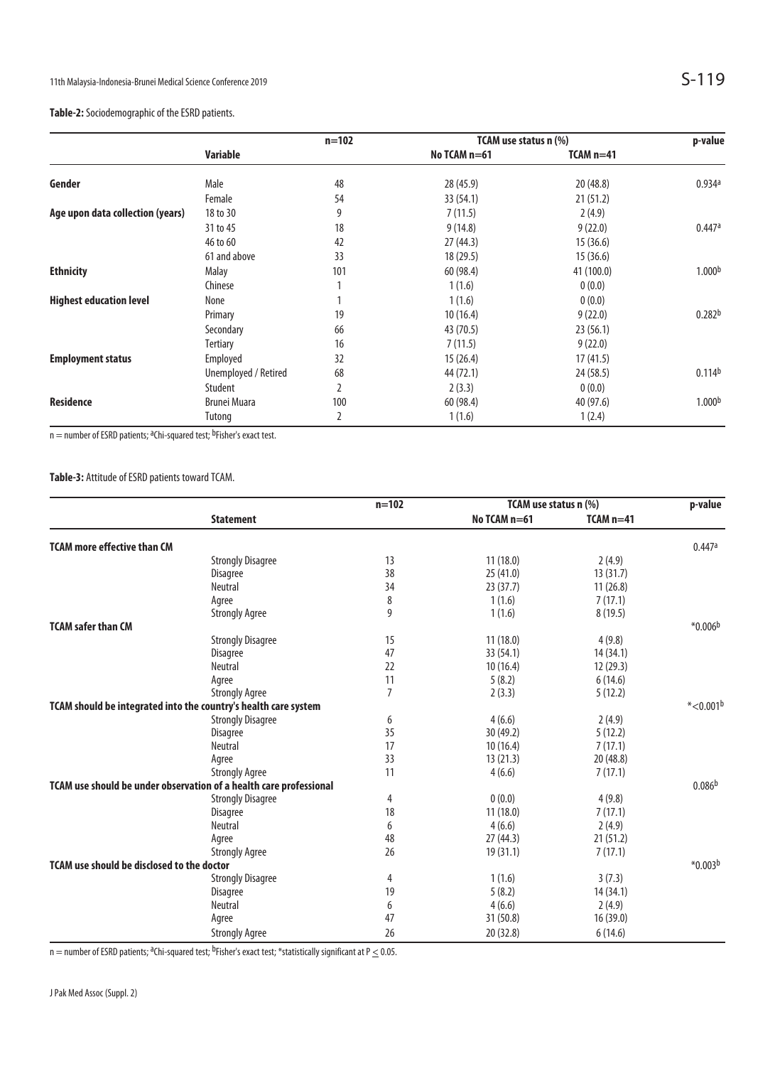**Table-2:** Sociodemographic of the ESRD patients.

| | Variable | n=102 | TCAM use status n (%) | | p-value |
|---|---|---|---|---|---|
| | | | No TCAM n=61 | TCAM n=41 | |
| **Gender** | Male | 48 | 28 (45.9) | 20 (48.8) | 0.934[a] |
| | Female | 54 | 33 (54.1) | 21 (51.2) | |
| **Age upon data collection (years)** | 18 to 30 | 9 | 7 (11.5) | 2 (4.9) | |
| | 31 to 45 | 18 | 9 (14.8) | 9 (22.0) | 0.447[a] |
| | 46 to 60 | 42 | 27 (44.3) | 15 (36.6) | |
| | 61 and above | 33 | 18 (29.5) | 15 (36.6) | |
| **Ethnicity** | Malay | 101 | 60 (98.4) | 41 (100.0) | 1.000[b] |
| | Chinese | 1 | 1 (1.6) | 0 (0.0) | |
| **Highest education level** | None | 1 | 1 (1.6) | 0 (0.0) | |
| | Primary | 19 | 10 (16.4) | 9 (22.0) | 0.282[b] |
| | Secondary | 66 | 43 (70.5) | 23 (56.1) | |
| | Tertiary | 16 | 7 (11.5) | 9 (22.0) | |
| **Employment status** | Employed | 32 | 15 (26.4) | 17 (41.5) | |
| | Unemployed / Retired | 68 | 44 (72.1) | 24 (58.5) | 0.114[b] |
| | Student | 2 | 2 (3.3) | 0 (0.0) | |
| **Residence** | Brunei Muara | 100 | 60 (98.4) | 40 (97.6) | 1.000[b] |
| | Tutong | 2 | 1 (1.6) | 1 (2.4) | |

n = number of ESRD patients; [a]Chi-squared test; [b]Fisher's exact test.

**Table-3:** Attitude of ESRD patients toward TCAM.

| Statement | | n=102 | TCAM use status n (%) | | p-value |
|---|---|---|---|---|---|
| | | | No TCAM n=61 | TCAM n=41 | |
| **TCAM more effective than CM** | | | | | 0.447[a] |
| | Strongly Disagree | 13 | 11 (18.0) | 2 (4.9) | |
| | Disagree | 38 | 25 (41.0) | 13 (31.7) | |
| | Neutral | 34 | 23 (37.7) | 11 (26.8) | |
| | Agree | 8 | 1 (1.6) | 7 (17.1) | |
| | Strongly Agree | 9 | 1 (1.6) | 8 (19.5) | |
| **TCAM safer than CM** | | | | | *0.006[b] |
| | Strongly Disagree | 15 | 11 (18.0) | 4 (9.8) | |
| | Disagree | 47 | 33 (54.1) | 14 (34.1) | |
| | Neutral | 22 | 10 (16.4) | 12 (29.3) | |
| | Agree | 11 | 5 (8.2) | 6 (14.6) | |
| | Strongly Agree | 7 | 2 (3.3) | 5 (12.2) | |
| **TCAM should be integrated into the country's health care system** | | | | | *<0.001[b] |
| | Strongly Disagree | 6 | 4 (6.6) | 2 (4.9) | |
| | Disagree | 35 | 30 (49.2) | 5 (12.2) | |
| | Neutral | 17 | 10 (16.4) | 7 (17.1) | |
| | Agree | 33 | 13 (21.3) | 20 (48.8) | |
| | Strongly Agree | 11 | 4 (6.6) | 7 (17.1) | |
| **TCAM use should be under observation of a health care professional** | | | | | 0.086[b] |
| | Strongly Disagree | 4 | 0 (0.0) | 4 (9.8) | |
| | Disagree | 18 | 11 (18.0) | 7 (17.1) | |
| | Neutral | 6 | 4 (6.6) | 2 (4.9) | |
| | Agree | 48 | 27 (44.3) | 21 (51.2) | |
| | Strongly Agree | 26 | 19 (31.1) | 7 (17.1) | |
| **TCAM use should be disclosed to the doctor** | | | | | *0.003[b] |
| | Strongly Disagree | 4 | 1 (1.6) | 3 (7.3) | |
| | Disagree | 19 | 5 (8.2) | 14 (34.1) | |
| | Neutral | 6 | 4 (6.6) | 2 (4.9) | |
| | Agree | 47 | 31 (50.8) | 16 (39.0) | |
| | Strongly Agree | 26 | 20 (32.8) | 6 (14.6) | |

n = number of ESRD patients; [a]Chi-squared test; [b]Fisher's exact test; *statistically significant at $P \leq 0.05$.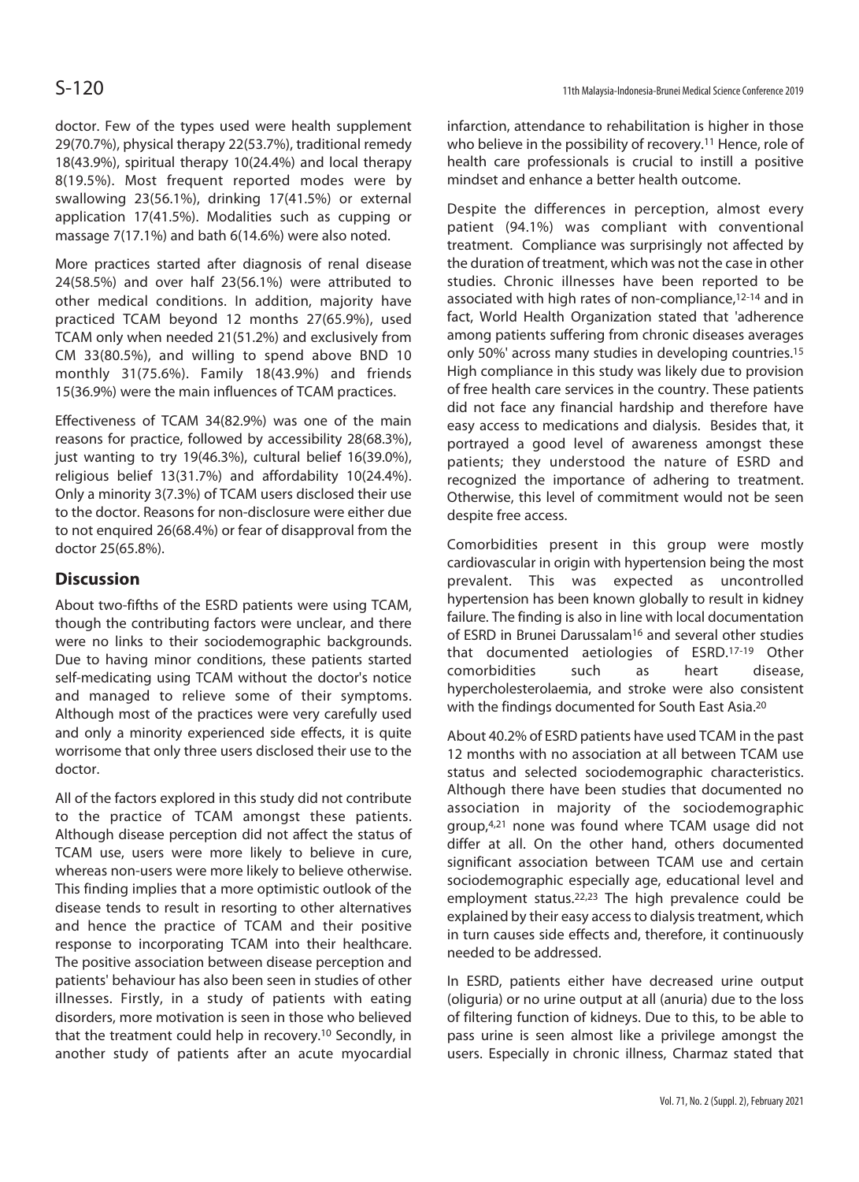doctor. Few of the types used were health supplement 29(70.7%), physical therapy 22(53.7%), traditional remedy 18(43.9%), spiritual therapy 10(24.4%) and local therapy 8(19.5%). Most frequent reported modes were by swallowing 23(56.1%), drinking 17(41.5%) or external application 17(41.5%). Modalities such as cupping or massage 7(17.1%) and bath 6(14.6%) were also noted.

More practices started after diagnosis of renal disease 24(58.5%) and over half 23(56.1%) were attributed to other medical conditions. In addition, majority have practiced TCAM beyond 12 months 27(65.9%), used TCAM only when needed 21(51.2%) and exclusively from CM 33(80.5%), and willing to spend above BND 10 monthly 31(75.6%). Family 18(43.9%) and friends 15(36.9%) were the main influences of TCAM practices.

Effectiveness of TCAM 34(82.9%) was one of the main reasons for practice, followed by accessibility 28(68.3%), just wanting to try 19(46.3%), cultural belief 16(39.0%), religious belief 13(31.7%) and affordability 10(24.4%). Only a minority 3(7.3%) of TCAM users disclosed their use to the doctor. Reasons for non-disclosure were either due to not enquired 26(68.4%) or fear of disapproval from the doctor 25(65.8%).

## Discussion

About two-fifths of the ESRD patients were using TCAM, though the contributing factors were unclear, and there were no links to their sociodemographic backgrounds. Due to having minor conditions, these patients started self-medicating using TCAM without the doctor's notice and managed to relieve some of their symptoms. Although most of the practices were very carefully used and only a minority experienced side effects, it is quite worrisome that only three users disclosed their use to the doctor.

All of the factors explored in this study did not contribute to the practice of TCAM amongst these patients. Although disease perception did not affect the status of TCAM use, users were more likely to believe in cure, whereas non-users were more likely to believe otherwise. This finding implies that a more optimistic outlook of the disease tends to result in resorting to other alternatives and hence the practice of TCAM and their positive response to incorporating TCAM into their healthcare. The positive association between disease perception and patients' behaviour has also been seen in studies of other illnesses. Firstly, in a study of patients with eating disorders, more motivation is seen in those who believed that the treatment could help in recovery.[10] Secondly, in another study of patients after an acute myocardial infarction, attendance to rehabilitation is higher in those who believe in the possibility of recovery.[11] Hence, role of health care professionals is crucial to instill a positive mindset and enhance a better health outcome.

Despite the differences in perception, almost every patient (94.1%) was compliant with conventional treatment. Compliance was surprisingly not affected by the duration of treatment, which was not the case in other studies. Chronic illnesses have been reported to be associated with high rates of non-compliance,[12-14] and in fact, World Health Organization stated that 'adherence among patients suffering from chronic diseases averages only 50%' across many studies in developing countries.[15] High compliance in this study was likely due to provision of free health care services in the country. These patients did not face any financial hardship and therefore have easy access to medications and dialysis. Besides that, it portrayed a good level of awareness amongst these patients; they understood the nature of ESRD and recognized the importance of adhering to treatment. Otherwise, this level of commitment would not be seen despite free access.

Comorbidities present in this group were mostly cardiovascular in origin with hypertension being the most prevalent. This was expected as uncontrolled hypertension has been known globally to result in kidney failure. The finding is also in line with local documentation of ESRD in Brunei Darussalam[16] and several other studies that documented aetiologies of ESRD.[17-19] Other comorbidities such as heart disease, hypercholesterolaemia, and stroke were also consistent with the findings documented for South East Asia.[20]

About 40.2% of ESRD patients have used TCAM in the past 12 months with no association at all between TCAM use status and selected sociodemographic characteristics. Although there have been studies that documented no association in majority of the sociodemographic group,[4,21] none was found where TCAM usage did not differ at all. On the other hand, others documented significant association between TCAM use and certain sociodemographic especially age, educational level and employment status.[22,23] The high prevalence could be explained by their easy access to dialysis treatment, which in turn causes side effects and, therefore, it continuously needed to be addressed.

In ESRD, patients either have decreased urine output (oliguria) or no urine output at all (anuria) due to the loss of filtering function of kidneys. Due to this, to be able to pass urine is seen almost like a privilege amongst the users. Especially in chronic illness, Charmaz stated that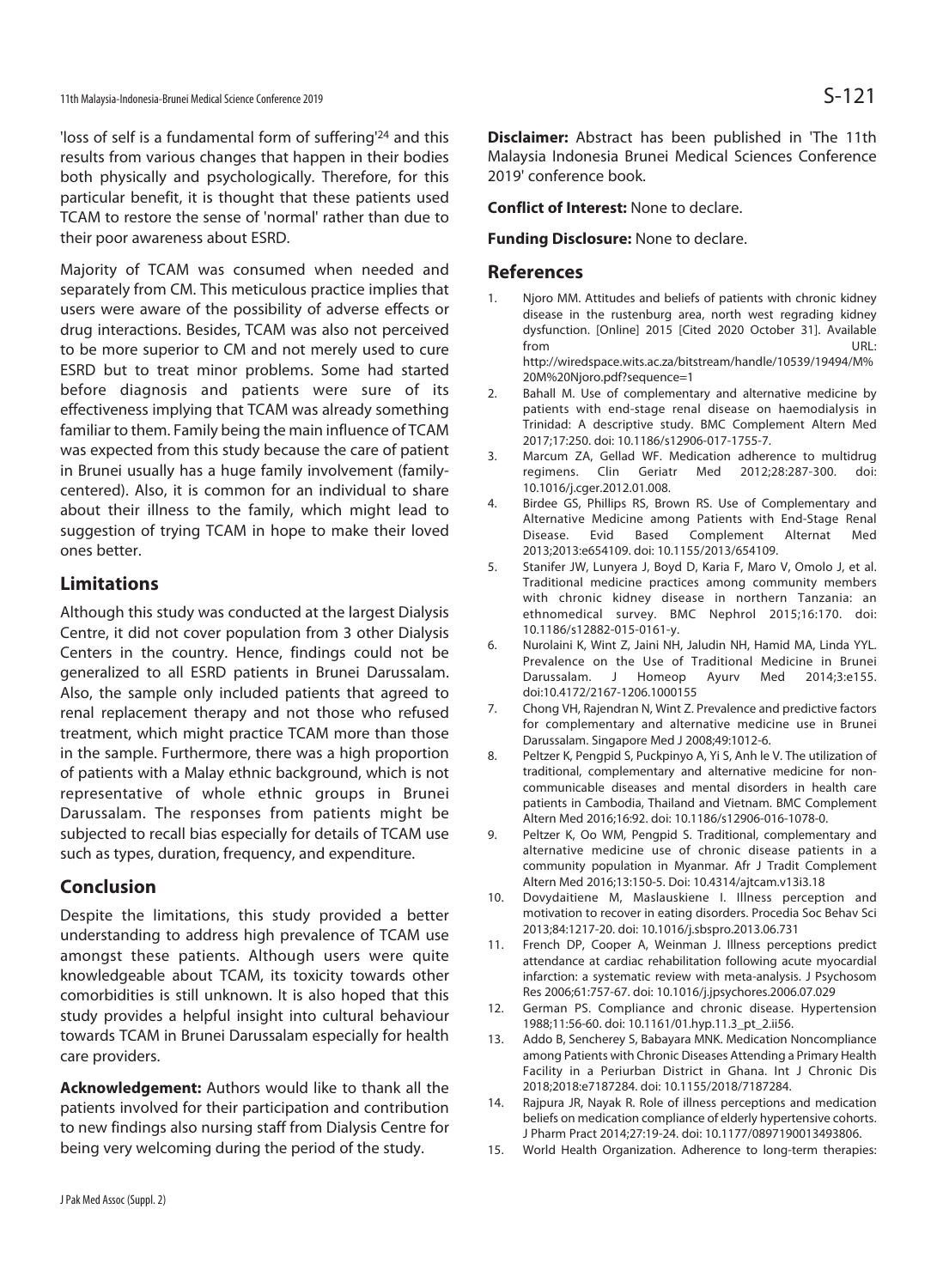'loss of self is a fundamental form of suffering'[24] and this results from various changes that happen in their bodies both physically and psychologically. Therefore, for this particular benefit, it is thought that these patients used TCAM to restore the sense of 'normal' rather than due to their poor awareness about ESRD.

Majority of TCAM was consumed when needed and separately from CM. This meticulous practice implies that users were aware of the possibility of adverse effects or drug interactions. Besides, TCAM was also not perceived to be more superior to CM and not merely used to cure ESRD but to treat minor problems. Some had started before diagnosis and patients were sure of its effectiveness implying that TCAM was already something familiar to them. Family being the main influence of TCAM was expected from this study because the care of patient in Brunei usually has a huge family involvement (family-centered). Also, it is common for an individual to share about their illness to the family, which might lead to suggestion of trying TCAM in hope to make their loved ones better.

## Limitations

Although this study was conducted at the largest Dialysis Centre, it did not cover population from 3 other Dialysis Centers in the country. Hence, findings could not be generalized to all ESRD patients in Brunei Darussalam. Also, the sample only included patients that agreed to renal replacement therapy and not those who refused treatment, which might practice TCAM more than those in the sample. Furthermore, there was a high proportion of patients with a Malay ethnic background, which is not representative of whole ethnic groups in Brunei Darussalam. The responses from patients might be subjected to recall bias especially for details of TCAM use such as types, duration, frequency, and expenditure.

## Conclusion

Despite the limitations, this study provided a better understanding to address high prevalence of TCAM use amongst these patients. Although users were quite knowledgeable about TCAM, its toxicity towards other comorbidities is still unknown. It is also hoped that this study provides a helpful insight into cultural behaviour towards TCAM in Brunei Darussalam especially for health care providers.

**Acknowledgement:** Authors would like to thank all the patients involved for their participation and contribution to new findings also nursing staff from Dialysis Centre for being very welcoming during the period of the study.

**Disclaimer:** Abstract has been published in 'The 11th Malaysia Indonesia Brunei Medical Sciences Conference 2019' conference book.

**Conflict of Interest:** None to declare.

**Funding Disclosure:** None to declare.

## References

1. Njoro MM. Attitudes and beliefs of patients with chronic kidney disease in the rustenburg area, north west regrading kidney dysfunction. [Online] 2015 [Cited 2020 October 31]. Available from URL: http://wiredspace.wits.ac.za/bitstream/handle/10539/19494/M%20M%20Njoro.pdf?sequence=1
2. Bahall M. Use of complementary and alternative medicine by patients with end-stage renal disease on haemodialysis in Trinidad: A descriptive study. BMC Complement Altern Med 2017;17:250. doi: 10.1186/s12906-017-1755-7.
3. Marcum ZA, Gellad WF. Medication adherence to multidrug regimens. Clin Geriatr Med 2012;28:287-300. doi: 10.1016/j.cger.2012.01.008.
4. Birdee GS, Phillips RS, Brown RS. Use of Complementary and Alternative Medicine among Patients with End-Stage Renal Disease. Evid Based Complement Alternat Med 2013;2013:e654109. doi: 10.1155/2013/654109.
5. Stanifer JW, Lunyera J, Boyd D, Karia F, Maro V, Omolo J, et al. Traditional medicine practices among community members with chronic kidney disease in northern Tanzania: an ethnomedical survey. BMC Nephrol 2015;16:170. doi: 10.1186/s12882-015-0161-y.
6. Nurolaini K, Wint Z, Jaini NH, Jaludin NH, Hamid MA, Linda YYL. Prevalence on the Use of Traditional Medicine in Brunei Darussalam. J Homeop Ayurv Med 2014;3:e155. doi:10.4172/2167-1206.1000155
7. Chong VH, Rajendran N, Wint Z. Prevalence and predictive factors for complementary and alternative medicine use in Brunei Darussalam. Singapore Med J 2008;49:1012-6.
8. Peltzer K, Pengpid S, Puckpinyo A, Yi S, Anh le V. The utilization of traditional, complementary and alternative medicine for non-communicable diseases and mental disorders in health care patients in Cambodia, Thailand and Vietnam. BMC Complement Altern Med 2016;16:92. doi: 10.1186/s12906-016-1078-0.
9. Peltzer K, Oo WM, Pengpid S. Traditional, complementary and alternative medicine use of chronic disease patients in a community population in Myanmar. Afr J Tradit Complement Altern Med 2016;13:150-5. Doi: 10.4314/ajtcam.v13i3.18
10. Dovydaitiene M, Maslauskiene I. Illness perception and motivation to recover in eating disorders. Procedia Soc Behav Sci 2013;84:1217-20. doi: 10.1016/j.sbspro.2013.06.731
11. French DP, Cooper A, Weinman J. Illness perceptions predict attendance at cardiac rehabilitation following acute myocardial infarction: a systematic review with meta-analysis. J Psychosom Res 2006;61:757-67. doi: 10.1016/j.jpsychores.2006.07.029
12. German PS. Compliance and chronic disease. Hypertension 1988;11:56-60. doi: 10.1161/01.hyp.11.3_pt_2.ii56.
13. Addo B, Sencherey S, Babayara MNK. Medication Noncompliance among Patients with Chronic Diseases Attending a Primary Health Facility in a Periurban District in Ghana. Int J Chronic Dis 2018;2018:e7187284. doi: 10.1155/2018/7187284.
14. Rajpura JR, Nayak R. Role of illness perceptions and medication beliefs on medication compliance of elderly hypertensive cohorts. J Pharm Pract 2014;27:19-24. doi: 10.1177/0897190013493806.
15. World Health Organization. Adherence to long-term therapies: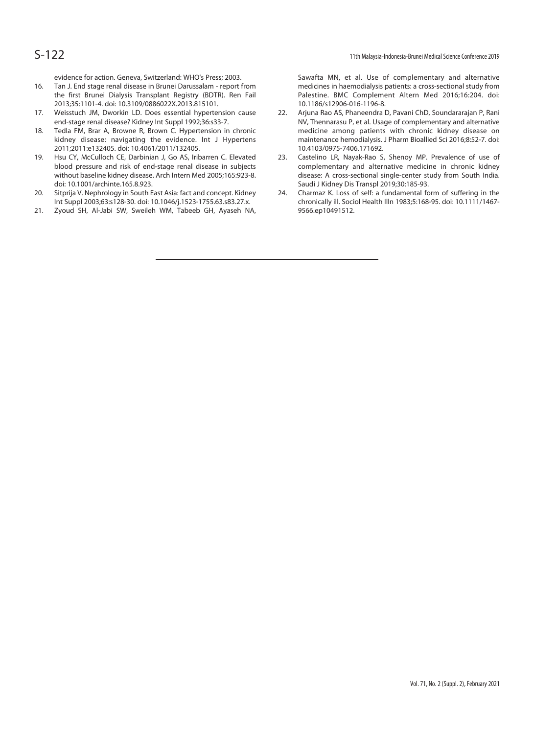evidence for action. Geneva, Switzerland: WHO's Press; 2003.

16. Tan J. End stage renal disease in Brunei Darussalam - report from the first Brunei Dialysis Transplant Registry (BDTR). Ren Fail 2013;35:1101-4. doi: 10.3109/0886022X.2013.815101.
17. Weisstuch JM, Dworkin LD. Does essential hypertension cause end-stage renal disease? Kidney Int Suppl 1992;36:s33-7.
18. Tedla FM, Brar A, Browne R, Brown C. Hypertension in chronic kidney disease: navigating the evidence. Int J Hypertens 2011;2011:e132405. doi: 10.4061/2011/132405.
19. Hsu CY, McCulloch CE, Darbinian J, Go AS, Iribarren C. Elevated blood pressure and risk of end-stage renal disease in subjects without baseline kidney disease. Arch Intern Med 2005;165:923-8. doi: 10.1001/archinte.165.8.923.
20. Sitprija V. Nephrology in South East Asia: fact and concept. Kidney Int Suppl 2003;63:s128-30. doi: 10.1046/j.1523-1755.63.s83.27.x.
21. Zyoud SH, Al-Jabi SW, Sweileh WM, Tabeeb GH, Ayaseh NA, Sawafta MN, et al. Use of complementary and alternative medicines in haemodialysis patients: a cross-sectional study from Palestine. BMC Complement Altern Med 2016;16:204. doi: 10.1186/s12906-016-1196-8.
22. Arjuna Rao AS, Phaneendra D, Pavani ChD, Soundararajan P, Rani NV, Thennarasu P, et al. Usage of complementary and alternative medicine among patients with chronic kidney disease on maintenance hemodialysis. J Pharm Bioallied Sci 2016;8:52-7. doi: 10.4103/0975-7406.171692.
23. Castelino LR, Nayak-Rao S, Shenoy MP. Prevalence of use of complementary and alternative medicine in chronic kidney disease: A cross-sectional single-center study from South India. Saudi J Kidney Dis Transpl 2019;30:185-93.
24. Charmaz K. Loss of self: a fundamental form of suffering in the chronically ill. Sociol Health Illn 1983;5:168-95. doi: 10.1111/1467-9566.ep10491512.